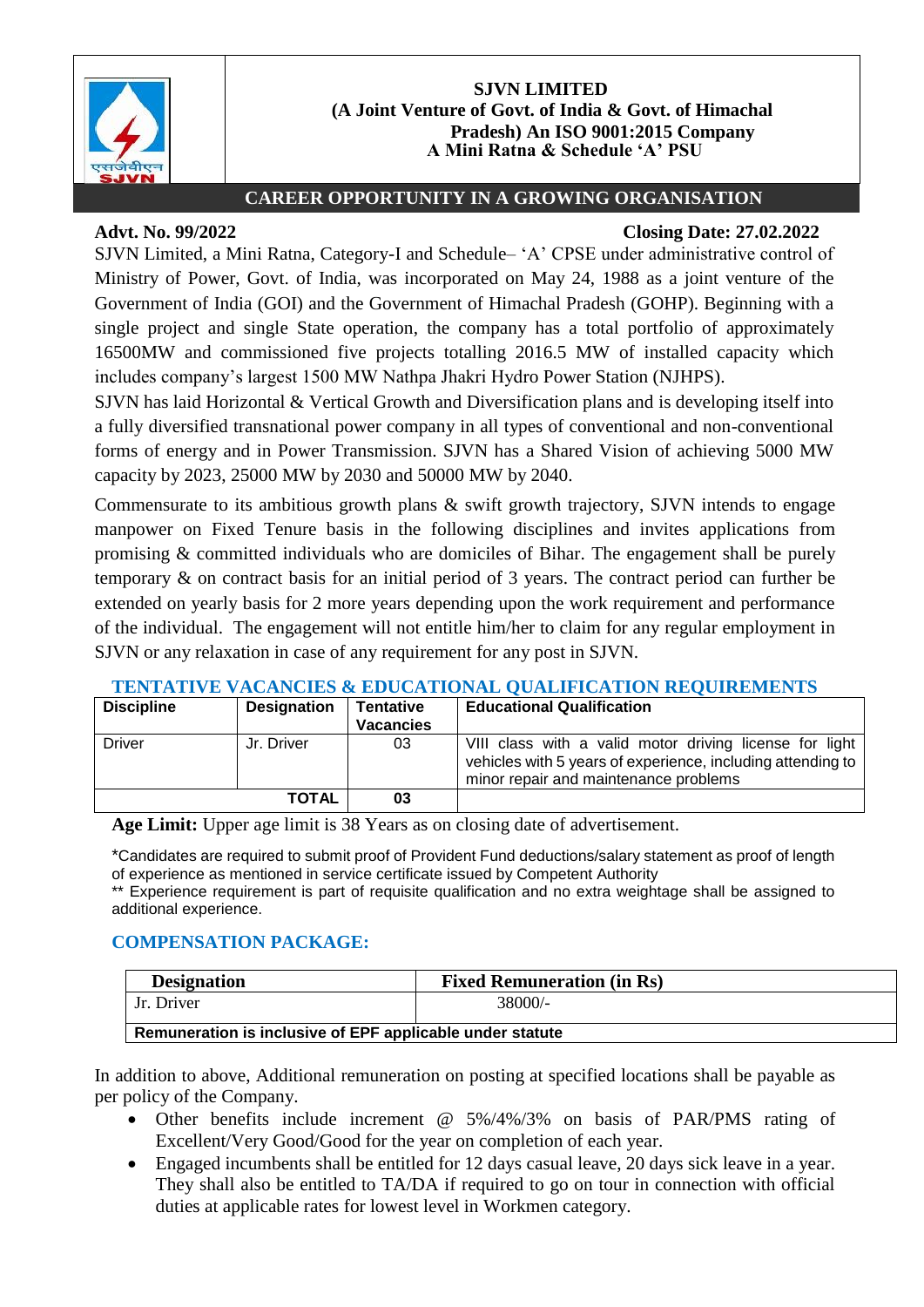# SJVN LIMITED

**(A Joint Venture of Govt. of India & Govt. of Himachal Pradesh) An ISO 9001:2015 Company**
**A Mini Ratna & Schedule 'A' PSU**

## CAREER OPPORTUNITY IN A GROWING ORGANISATION

**Advt. No. 99/2022** **Closing Date: 27.02.2022**

SJVN Limited, a Mini Ratna, Category-I and Schedule– 'A' CPSE under administrative control of Ministry of Power, Govt. of India, was incorporated on May 24, 1988 as a joint venture of the Government of India (GOI) and the Government of Himachal Pradesh (GOHP). Beginning with a single project and single State operation, the company has a total portfolio of approximately 16500MW and commissioned five projects totalling 2016.5 MW of installed capacity which includes company's largest 1500 MW Nathpa Jhakri Hydro Power Station (NJHPS).

SJVN has laid Horizontal & Vertical Growth and Diversification plans and is developing itself into a fully diversified transnational power company in all types of conventional and non-conventional forms of energy and in Power Transmission. SJVN has a Shared Vision of achieving 5000 MW capacity by 2023, 25000 MW by 2030 and 50000 MW by 2040.

Commensurate to its ambitious growth plans & swift growth trajectory, SJVN intends to engage manpower on Fixed Tenure basis in the following disciplines and invites applications from promising & committed individuals who are domiciles of Bihar. The engagement shall be purely temporary & on contract basis for an initial period of 3 years. The contract period can further be extended on yearly basis for 2 more years depending upon the work requirement and performance of the individual. The engagement will not entitle him/her to claim for any regular employment in SJVN or any relaxation in case of any requirement for any post in SJVN.

### TENTATIVE VACANCIES & EDUCATIONAL QUALIFICATION REQUIREMENTS

| Discipline | Designation | Tentative Vacancies | Educational Qualification |
|---|---|---|---|
| Driver | Jr. Driver | 03 | VIII class with a valid motor driving license for light vehicles with 5 years of experience, including attending to minor repair and maintenance problems |
| | TOTAL | 03 | |

**Age Limit:** Upper age limit is 38 Years as on closing date of advertisement.

*Candidates are required to submit proof of Provident Fund deductions/salary statement as proof of length of experience as mentioned in service certificate issued by Competent Authority

** Experience requirement is part of requisite qualification and no extra weightage shall be assigned to additional experience.

### COMPENSATION PACKAGE:

| Designation | Fixed Remuneration (in Rs) |
|---|---|
| Jr. Driver | 38000/- |
| **Remuneration is inclusive of EPF applicable under statute** | |

In addition to above, Additional remuneration on posting at specified locations shall be payable as per policy of the Company.

- Other benefits include increment @ 5%/4%/3% on basis of PAR/PMS rating of Excellent/Very Good/Good for the year on completion of each year.
- Engaged incumbents shall be entitled for 12 days casual leave, 20 days sick leave in a year. They shall also be entitled to TA/DA if required to go on tour in connection with official duties at applicable rates for lowest level in Workmen category.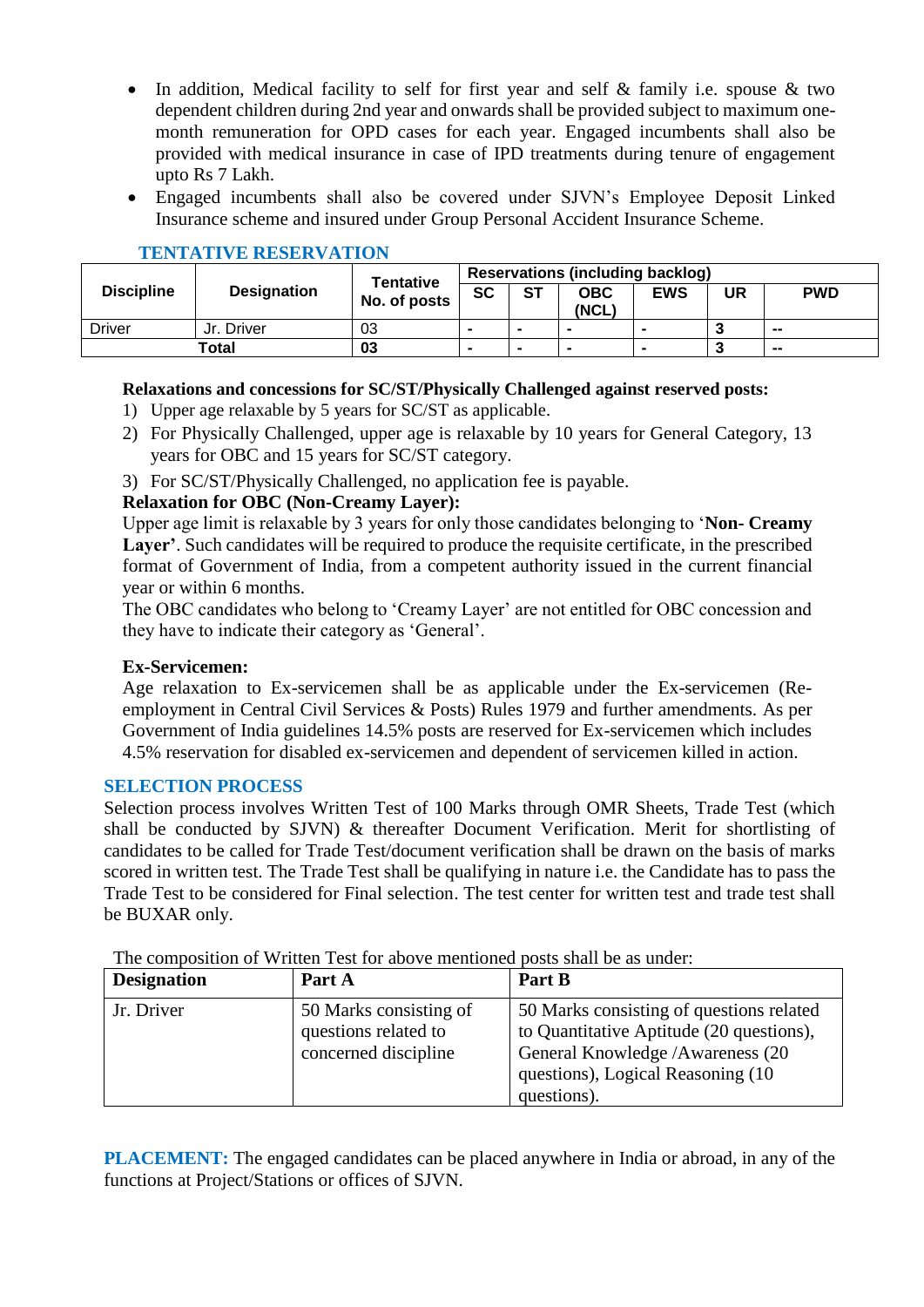- In addition, Medical facility to self for first year and self & family i.e. spouse & two dependent children during 2nd year and onwards shall be provided subject to maximum one-month remuneration for OPD cases for each year. Engaged incumbents shall also be provided with medical insurance in case of IPD treatments during tenure of engagement upto Rs 7 Lakh.
- Engaged incumbents shall also be covered under SJVN's Employee Deposit Linked Insurance scheme and insured under Group Personal Accident Insurance Scheme.

## TENTATIVE RESERVATION

| Discipline | Designation | Tentative No. of posts | Reservations (including backlog) | | | | | |
|---|---|---|---|---|---|---|---|---|
| | | | SC | ST | OBC (NCL) | EWS | UR | PWD |
| Driver | Jr. Driver | 03 | - | - | - | - | 3 | -- |
| Total | | 03 | - | - | - | - | 3 | -- |

**Relaxations and concessions for SC/ST/Physically Challenged against reserved posts:**

1) Upper age relaxable by 5 years for SC/ST as applicable.
2) For Physically Challenged, upper age is relaxable by 10 years for General Category, 13 years for OBC and 15 years for SC/ST category.
3) For SC/ST/Physically Challenged, no application fee is payable.

**Relaxation for OBC (Non-Creamy Layer):**

Upper age limit is relaxable by 3 years for only those candidates belonging to '**Non- Creamy Layer'**. Such candidates will be required to produce the requisite certificate, in the prescribed format of Government of India, from a competent authority issued in the current financial year or within 6 months.

The OBC candidates who belong to 'Creamy Layer' are not entitled for OBC concession and they have to indicate their category as 'General'.

**Ex-Servicemen:**

Age relaxation to Ex-servicemen shall be as applicable under the Ex-servicemen (Re-employment in Central Civil Services & Posts) Rules 1979 and further amendments. As per Government of India guidelines 14.5% posts are reserved for Ex-servicemen which includes 4.5% reservation for disabled ex-servicemen and dependent of servicemen killed in action.

## SELECTION PROCESS

Selection process involves Written Test of 100 Marks through OMR Sheets, Trade Test (which shall be conducted by SJVN) & thereafter Document Verification. Merit for shortlisting of candidates to be called for Trade Test/document verification shall be drawn on the basis of marks scored in written test. The Trade Test shall be qualifying in nature i.e. the Candidate has to pass the Trade Test to be considered for Final selection. The test center for written test and trade test shall be BUXAR only.

The composition of Written Test for above mentioned posts shall be as under:

| Designation | Part A | Part B |
|---|---|---|
| Jr. Driver | 50 Marks consisting of questions related to concerned discipline | 50 Marks consisting of questions related to Quantitative Aptitude (20 questions), General Knowledge /Awareness (20 questions), Logical Reasoning (10 questions). |

**PLACEMENT:** The engaged candidates can be placed anywhere in India or abroad, in any of the functions at Project/Stations or offices of SJVN.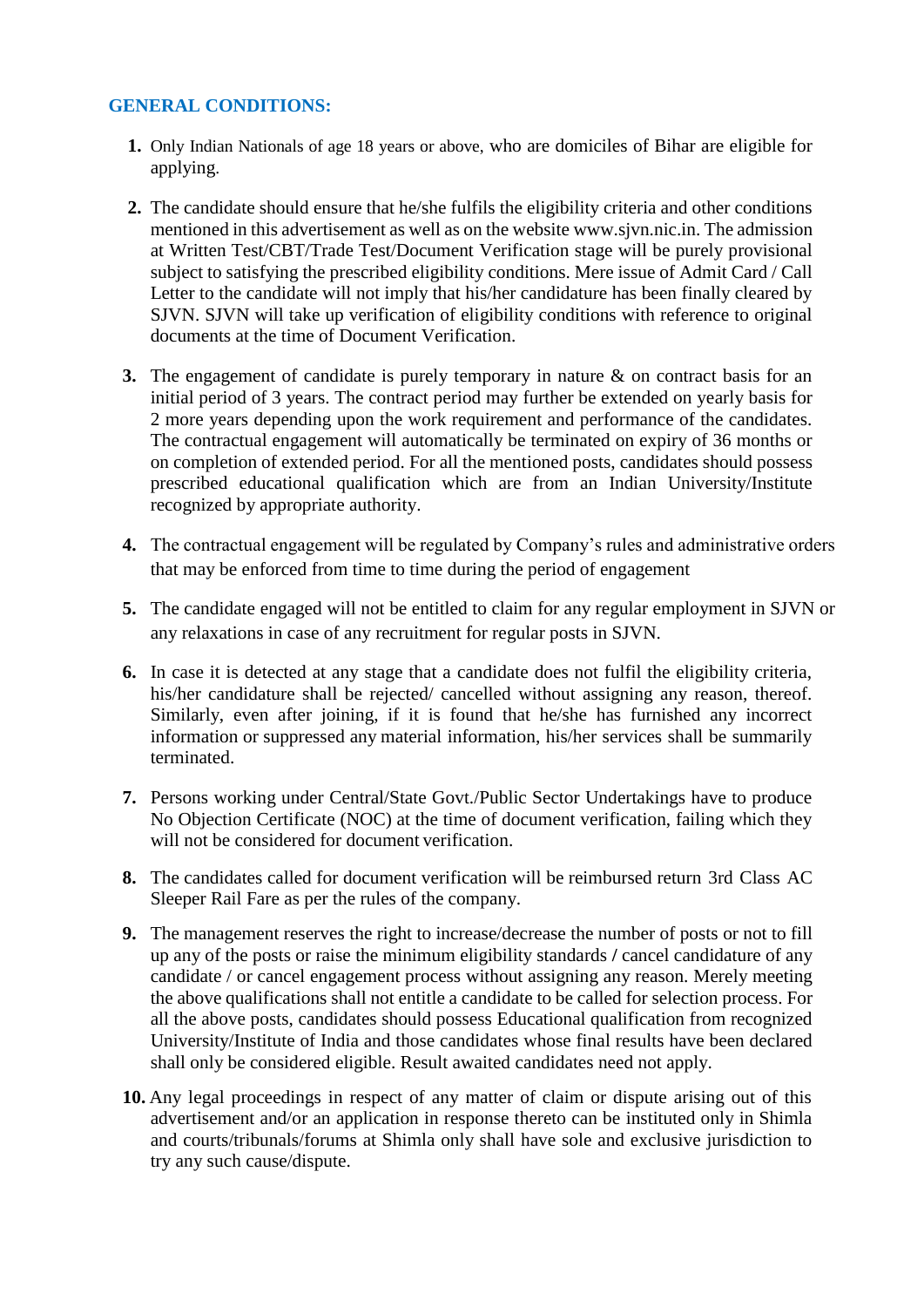## GENERAL CONDITIONS:

1. Only Indian Nationals of age 18 years or above, who are domiciles of Bihar are eligible for applying.

2. The candidate should ensure that he/she fulfils the eligibility criteria and other conditions mentioned in this advertisement as well as on the website www.sjvn.nic.in. The admission at Written Test/CBT/Trade Test/Document Verification stage will be purely provisional subject to satisfying the prescribed eligibility conditions. Mere issue of Admit Card / Call Letter to the candidate will not imply that his/her candidature has been finally cleared by SJVN. SJVN will take up verification of eligibility conditions with reference to original documents at the time of Document Verification.

3. The engagement of candidate is purely temporary in nature & on contract basis for an initial period of 3 years. The contract period may further be extended on yearly basis for 2 more years depending upon the work requirement and performance of the candidates. The contractual engagement will automatically be terminated on expiry of 36 months or on completion of extended period. For all the mentioned posts, candidates should possess prescribed educational qualification which are from an Indian University/Institute recognized by appropriate authority.

4. The contractual engagement will be regulated by Company's rules and administrative orders that may be enforced from time to time during the period of engagement

5. The candidate engaged will not be entitled to claim for any regular employment in SJVN or any relaxations in case of any recruitment for regular posts in SJVN.

6. In case it is detected at any stage that a candidate does not fulfil the eligibility criteria, his/her candidature shall be rejected/ cancelled without assigning any reason, thereof. Similarly, even after joining, if it is found that he/she has furnished any incorrect information or suppressed any material information, his/her services shall be summarily terminated.

7. Persons working under Central/State Govt./Public Sector Undertakings have to produce No Objection Certificate (NOC) at the time of document verification, failing which they will not be considered for document verification.

8. The candidates called for document verification will be reimbursed return 3rd Class AC Sleeper Rail Fare as per the rules of the company.

9. The management reserves the right to increase/decrease the number of posts or not to fill up any of the posts or raise the minimum eligibility standards / cancel candidature of any candidate / or cancel engagement process without assigning any reason. Merely meeting the above qualifications shall not entitle a candidate to be called for selection process. For all the above posts, candidates should possess Educational qualification from recognized University/Institute of India and those candidates whose final results have been declared shall only be considered eligible. Result awaited candidates need not apply.

10. Any legal proceedings in respect of any matter of claim or dispute arising out of this advertisement and/or an application in response thereto can be instituted only in Shimla and courts/tribunals/forums at Shimla only shall have sole and exclusive jurisdiction to try any such cause/dispute.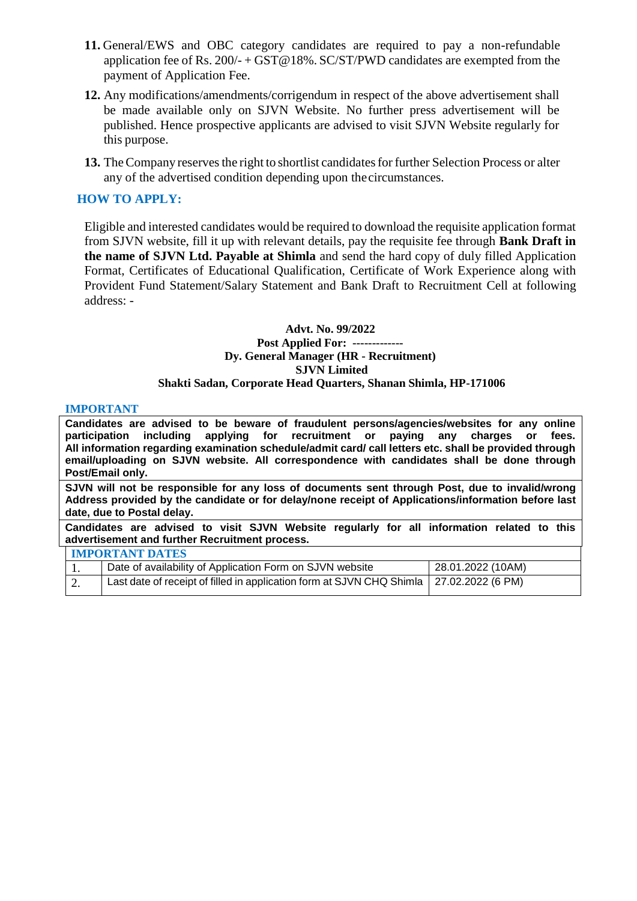11. General/EWS and OBC category candidates are required to pay a non-refundable application fee of Rs. 200/- + GST@18%. SC/ST/PWD candidates are exempted from the payment of Application Fee.

12. Any modifications/amendments/corrigendum in respect of the above advertisement shall be made available only on SJVN Website. No further press advertisement will be published. Hence prospective applicants are advised to visit SJVN Website regularly for this purpose.

13. The Company reserves the right to shortlist candidates for further Selection Process or alter any of the advertised condition depending upon the circumstances.

## HOW TO APPLY:

Eligible and interested candidates would be required to download the requisite application format from SJVN website, fill it up with relevant details, pay the requisite fee through **Bank Draft in the name of SJVN Ltd. Payable at Shimla** and send the hard copy of duly filled Application Format, Certificates of Educational Qualification, Certificate of Work Experience along with Provident Fund Statement/Salary Statement and Bank Draft to Recruitment Cell at following address: -

**Advt. No. 99/2022**
**Post Applied For: -------------**
**Dy. General Manager (HR - Recruitment)**
**SJVN Limited**
**Shakti Sadan, Corporate Head Quarters, Shanan Shimla, HP-171006**

## IMPORTANT

**Candidates are advised to be beware of fraudulent persons/agencies/websites for any online participation including applying for recruitment or paying any charges or fees. All information regarding examination schedule/admit card/ call letters etc. shall be provided through email/uploading on SJVN website. All correspondence with candidates shall be done through Post/Email only.**

**SJVN will not be responsible for any loss of documents sent through Post, due to invalid/wrong Address provided by the candidate or for delay/none receipt of Applications/information before last date, due to Postal delay.**

**Candidates are advised to visit SJVN Website regularly for all information related to this advertisement and further Recruitment process.**

## IMPORTANT DATES

| | | |
|---|---|---|
| 1. | Date of availability of Application Form on SJVN website | 28.01.2022 (10AM) |
| 2. | Last date of receipt of filled in application form at SJVN CHQ Shimla | 27.02.2022 (6 PM) |